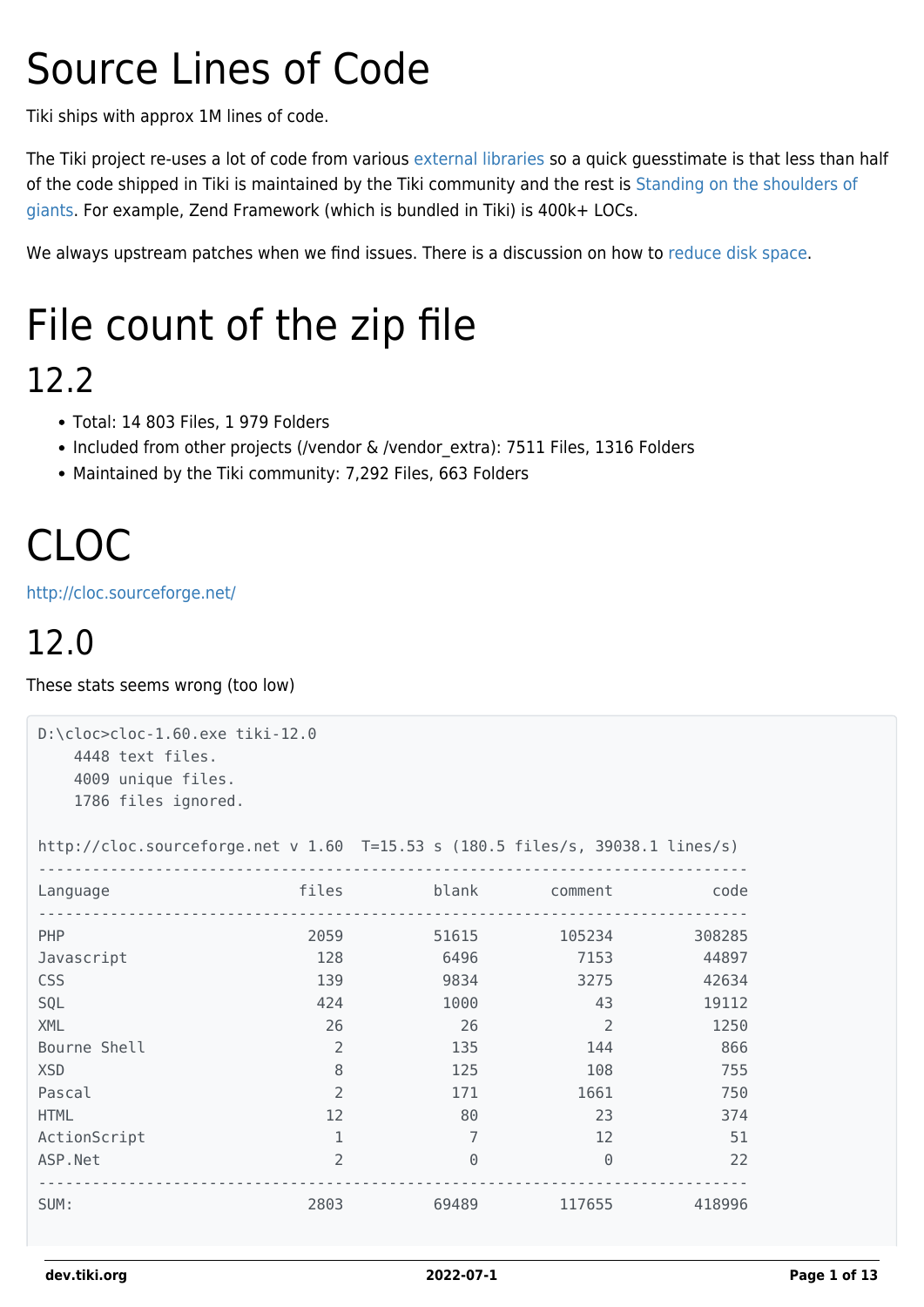# Source Lines of Code

Tiki ships with approx 1M lines of code.

The Tiki project re-uses a lot of code from various external libraries so a quick guesstimate is that less than half of the code shipped in Tiki is maintained by the Tiki community and the rest is Standing on the shoulders of giants. For example, Zend Framework (which is bundled in Tiki) is 400k+ LOCs.

We always upstream patches when we find issues. There is a discussion on how to reduce disk space.

# File count of the zip file

## 12.2

- Total: 14 803 Files, 1 979 Folders
- Included from other projects (/vendor & /vendor_extra): 7511 Files, 1316 Folders
- Maintained by the Tiki community: 7,292 Files, 663 Folders

# CLOC

http://cloc.sourceforge.net/

## 12.0

These stats seems wrong (too low)

```
D:\cloc>cloc-1.60.exe tiki-12.0
    4448 text files.
    4009 unique files.
    1786 files ignored.

http://cloc.sourceforge.net v 1.60  T=15.53 s (180.5 files/s, 39038.1 lines/s)
-------------------------------------------------------------------------------
Language                     files          blank        comment           code
-------------------------------------------------------------------------------
PHP                           2059          51615         105234         308285
Javascript                     128           6496           7153          44897
CSS                            139           9834           3275          42634
SQL                            424           1000             43          19112
XML                             26             26              2           1250
Bourne Shell                     2            135            144            866
XSD                              8            125            108            755
Pascal                           2            171           1661            750
HTML                            12             80             23            374
ActionScript                     1              7             12             51
ASP.Net                          2              0              0             22
-------------------------------------------------------------------------------
SUM:                          2803          69489         117655         418996
```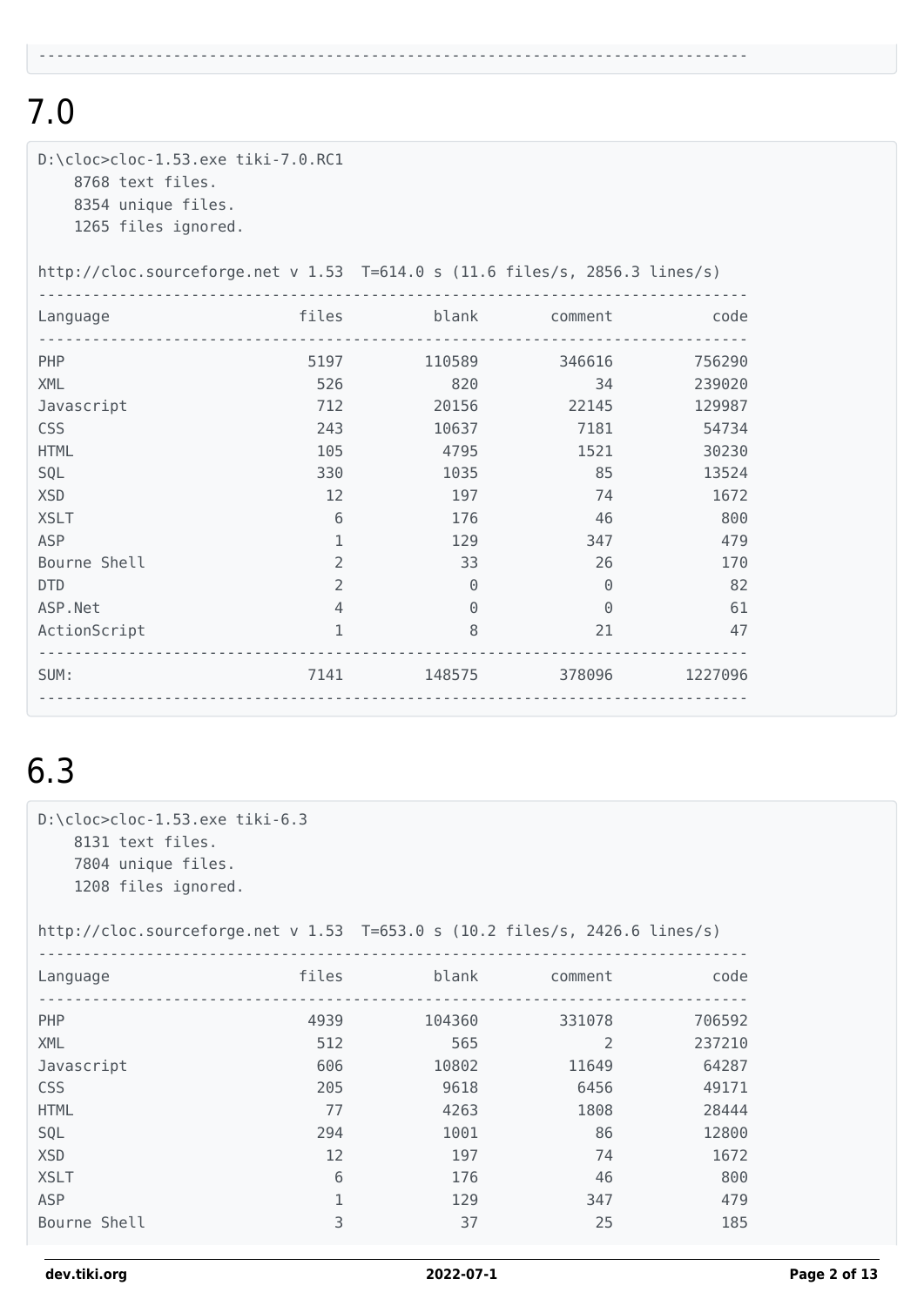```
--------------------------------------------------------------------------------
```

# 7.0

```
D:\cloc>cloc-1.53.exe tiki-7.0.RC1
    8768 text files.
    8354 unique files.
    1265 files ignored.

http://cloc.sourceforge.net v 1.53  T=614.0 s (11.6 files/s, 2856.3 lines/s)
-------------------------------------------------------------------------------
Language                     files          blank        comment           code
-------------------------------------------------------------------------------
PHP                           5197         110589         346616         756290
XML                            526            820             34         239020
Javascript                     712          20156          22145         129987
CSS                            243          10637           7181          54734
HTML                           105           4795           1521          30230
SQL                            330           1035             85          13524
XSD                             12            197             74           1672
XSLT                             6            176             46            800
ASP                              1            129            347            479
Bourne Shell                     2             33             26            170
DTD                              2              0              0             82
ASP.Net                          4              0              0             61
ActionScript                     1              8             21             47
-------------------------------------------------------------------------------
SUM:                          7141         148575         378096        1227096
-------------------------------------------------------------------------------
```

# 6.3

```
D:\cloc>cloc-1.53.exe tiki-6.3
    8131 text files.
    7804 unique files.
    1208 files ignored.

http://cloc.sourceforge.net v 1.53  T=653.0 s (10.2 files/s, 2426.6 lines/s)
-------------------------------------------------------------------------------
Language                     files          blank        comment           code
-------------------------------------------------------------------------------
PHP                           4939         104360         331078         706592
XML                            512            565              2         237210
Javascript                     606          10802          11649          64287
CSS                            205           9618           6456          49171
HTML                            77           4263           1808          28444
SQL                            294           1001             86          12800
XSD                             12            197             74           1672
XSLT                             6            176             46            800
ASP                              1            129            347            479
Bourne Shell                     3             37             25            185
```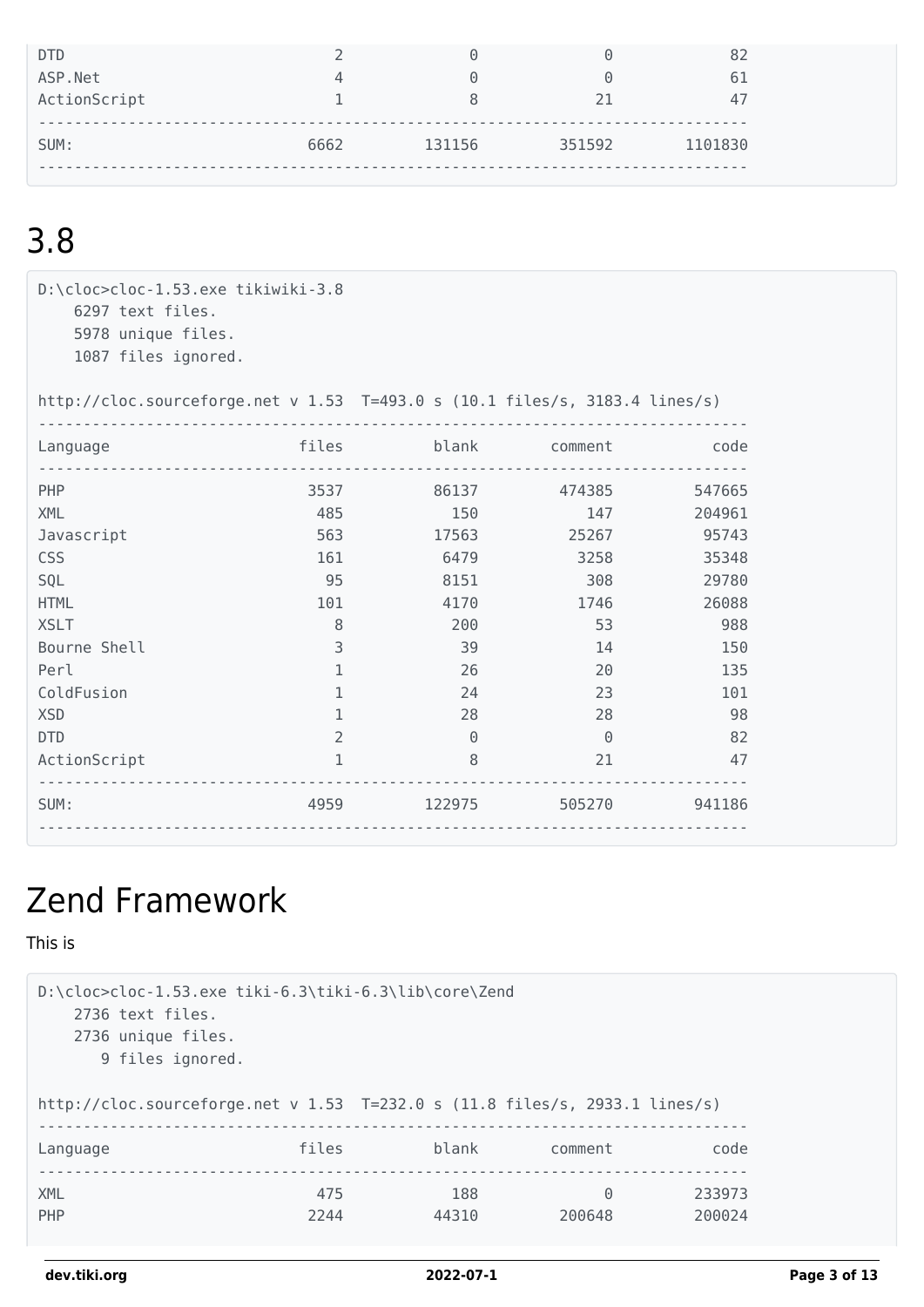```
DTD                              2              0              0             82
ASP.Net                          4              0              0             61
ActionScript                     1              8             21             47
-------------------------------------------------------------------------------
SUM:                          6662         131156         351592        1101830
-------------------------------------------------------------------------------
```

# 3.8

```
D:\cloc>cloc-1.53.exe tikiwiki-3.8
    6297 text files.
    5978 unique files.
    1087 files ignored.

http://cloc.sourceforge.net v 1.53  T=493.0 s (10.1 files/s, 3183.4 lines/s)
-------------------------------------------------------------------------------
Language                     files          blank        comment           code
-------------------------------------------------------------------------------
PHP                           3537          86137         474385         547665
XML                            485            150            147         204961
Javascript                     563          17563          25267          95743
CSS                            161           6479           3258          35348
SQL                             95           8151            308          29780
HTML                           101           4170           1746          26088
XSLT                             8            200             53            988
Bourne Shell                     3             39             14            150
Perl                             1             26             20            135
ColdFusion                       1             24             23            101
XSD                              1             28             28             98
DTD                              2              0              0             82
ActionScript                     1              8             21             47
-------------------------------------------------------------------------------
SUM:                          4959         122975         505270         941186
-------------------------------------------------------------------------------
```

# Zend Framework

This is

```
D:\cloc>cloc-1.53.exe tiki-6.3\tiki-6.3\lib\core\Zend
    2736 text files.
    2736 unique files.
       9 files ignored.

http://cloc.sourceforge.net v 1.53  T=232.0 s (11.8 files/s, 2933.1 lines/s)
-------------------------------------------------------------------------------
Language                     files          blank        comment           code
-------------------------------------------------------------------------------
XML                            475            188              0         233973
PHP                           2244          44310         200648         200024
```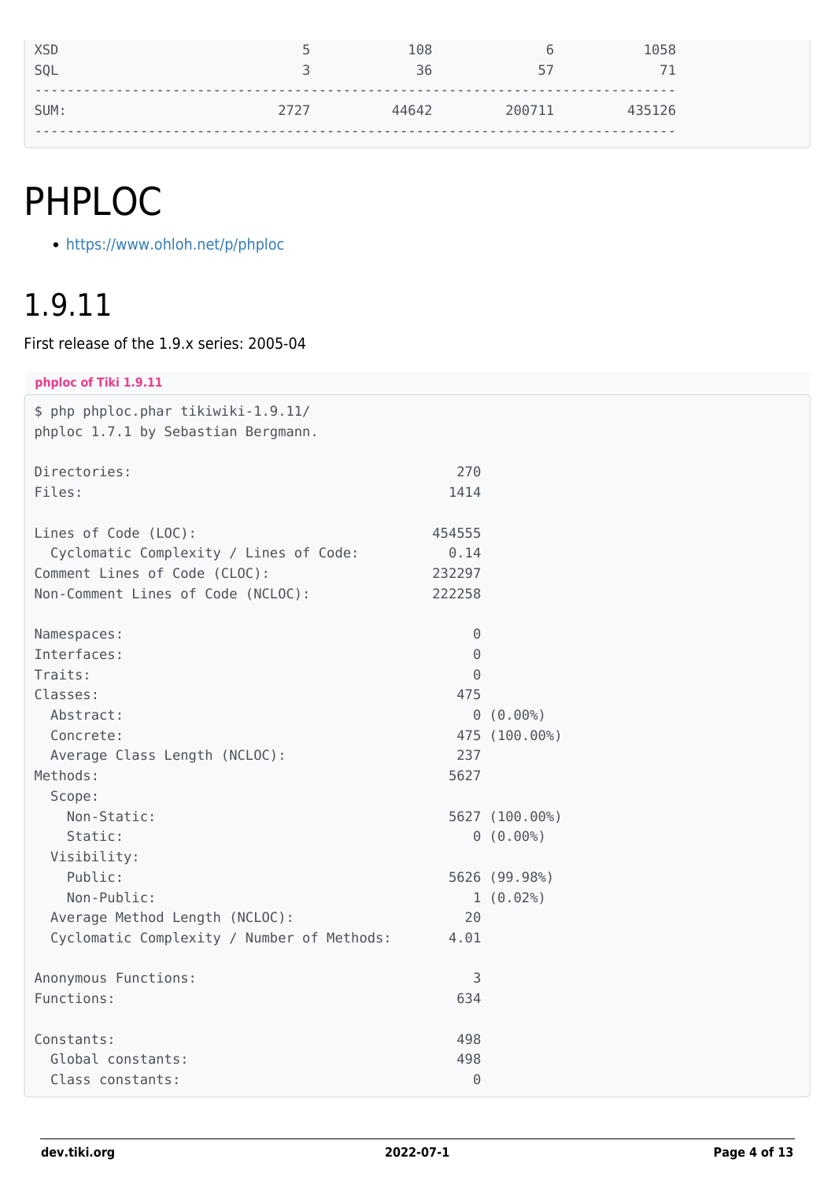```
XSD                              5            108             6           1058
SQL                              3             36            57             71
--------------------------------------------------------------------------------
SUM:                          2727          44642        200711         435126
--------------------------------------------------------------------------------
```

# PHPLOC

- https://www.ohloh.net/p/phploc

# 1.9.11

First release of the 1.9.x series: 2005-04

**phploc of Tiki 1.9.11**

```
$ php phploc.phar tikiwiki-1.9.11/
phploc 1.7.1 by Sebastian Bergmann.

Directories:                                        270
Files:                                             1414

Lines of Code (LOC):                             454555
  Cyclomatic Complexity / Lines of Code:           0.14
Comment Lines of Code (CLOC):                    232297
Non-Comment Lines of Code (NCLOC):               222258

Namespaces:                                           0
Interfaces:                                           0
Traits:                                               0
Classes:                                            475
  Abstract:                                           0 (0.00%)
  Concrete:                                         475 (100.00%)
  Average Class Length (NCLOC):                     237
Methods:                                           5627
  Scope:
    Non-Static:                                    5627 (100.00%)
    Static:                                           0 (0.00%)
  Visibility:
    Public:                                        5626 (99.98%)
    Non-Public:                                       1 (0.02%)
  Average Method Length (NCLOC):                     20
  Cyclomatic Complexity / Number of Methods:       4.01

Anonymous Functions:                                  3
Functions:                                          634

Constants:                                          498
  Global constants:                                 498
  Class constants:                                    0
```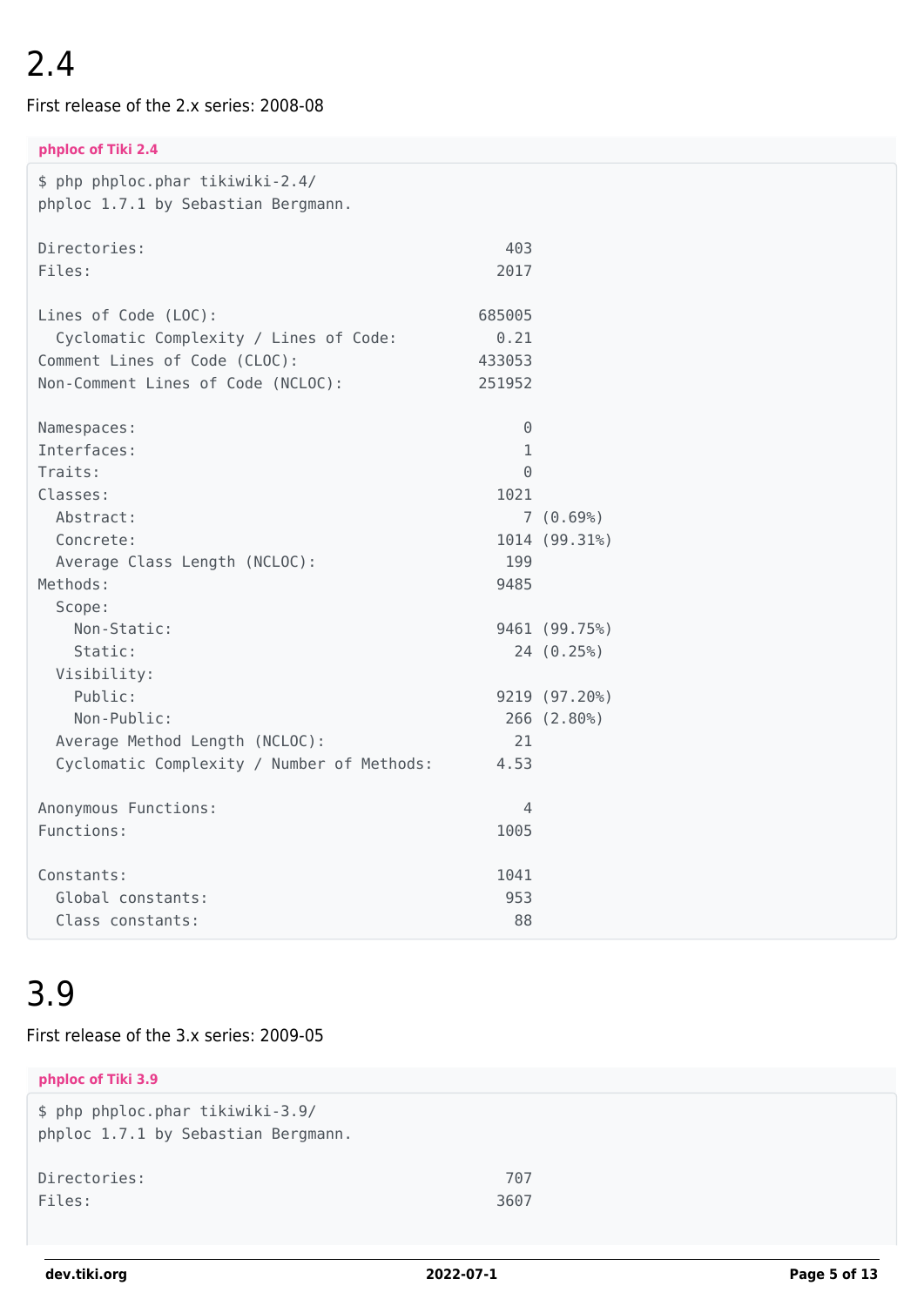# 2.4

First release of the 2.x series: 2008-08

**phploc of Tiki 2.4**

```
$ php phploc.phar tikiwiki-2.4/
phploc 1.7.1 by Sebastian Bergmann.

Directories:                                    403
Files:                                         2017

Lines of Code (LOC):                         685005
  Cyclomatic Complexity / Lines of Code:       0.21
Comment Lines of Code (CLOC):                433053
Non-Comment Lines of Code (NCLOC):           251952

Namespaces:                                       0
Interfaces:                                       1
Traits:                                           0
Classes:                                       1021
  Abstract:                                       7 (0.69%)
  Concrete:                                    1014 (99.31%)
  Average Class Length (NCLOC):                 199
Methods:                                       9485
  Scope:
    Non-Static:                                9461 (99.75%)
    Static:                                      24 (0.25%)
  Visibility:
    Public:                                    9219 (97.20%)
    Non-Public:                                 266 (2.80%)
  Average Method Length (NCLOC):                 21
  Cyclomatic Complexity / Number of Methods:   4.53

Anonymous Functions:                              4
Functions:                                     1005

Constants:                                     1041
  Global constants:                             953
  Class constants:                               88
```

# 3.9

First release of the 3.x series: 2009-05

**phploc of Tiki 3.9**

```
$ php phploc.phar tikiwiki-3.9/
phploc 1.7.1 by Sebastian Bergmann.

Directories:                                    707
Files:                                         3607
```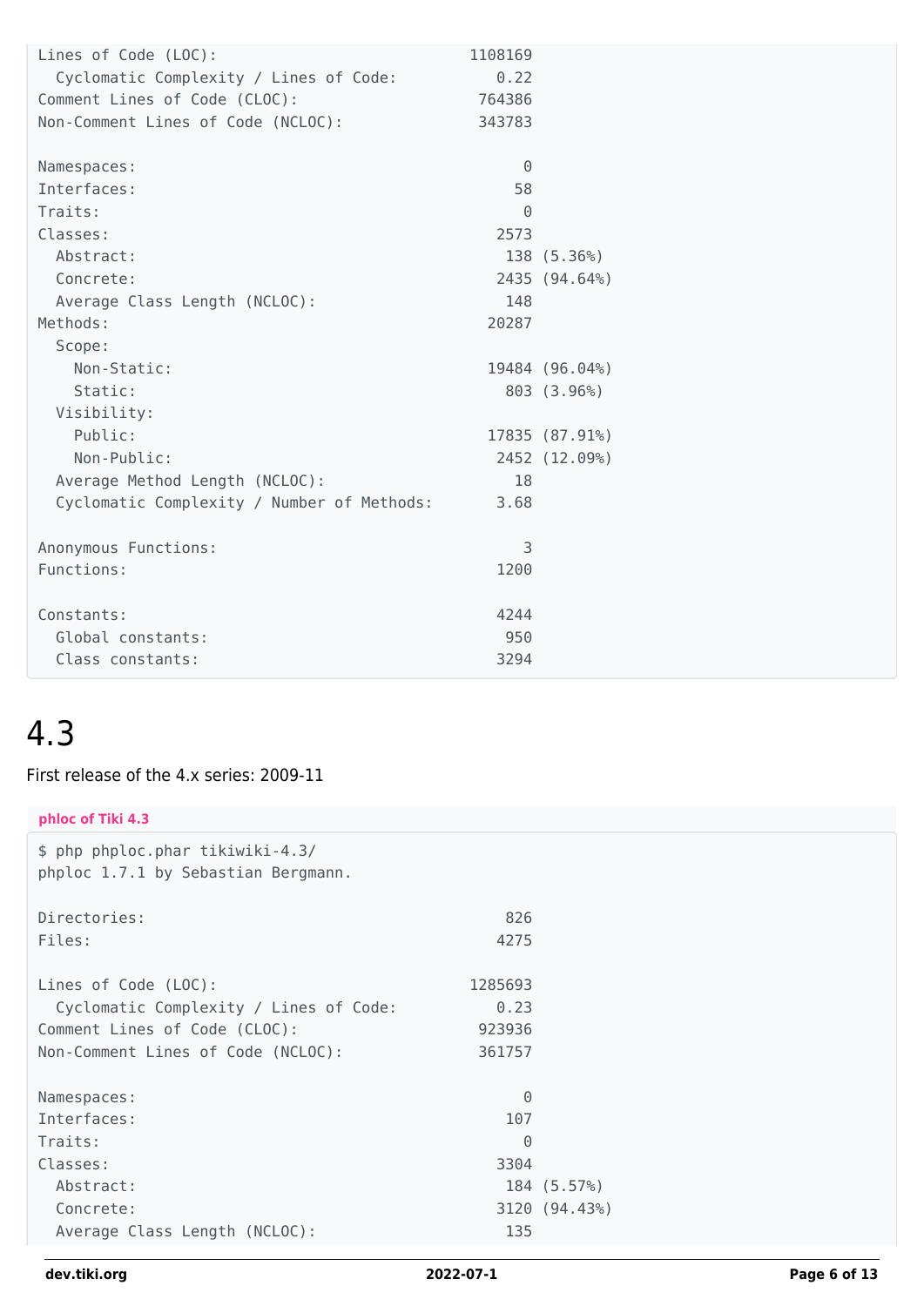```
Lines of Code (LOC):                              1108169
  Cyclomatic Complexity / Lines of Code:             0.22
Comment Lines of Code (CLOC):                      764386
Non-Comment Lines of Code (NCLOC):                 343783

Namespaces:                                             0
Interfaces:                                            58
Traits:                                                 0
Classes:                                             2573
  Abstract:                                           138 (5.36%)
  Concrete:                                          2435 (94.64%)
  Average Class Length (NCLOC):                       148
Methods:                                            20287
  Scope:
    Non-Static:                                     19484 (96.04%)
    Static:                                           803 (3.96%)
  Visibility:
    Public:                                         17835 (87.91%)
    Non-Public:                                      2452 (12.09%)
  Average Method Length (NCLOC):                       18
  Cyclomatic Complexity / Number of Methods:         3.68

Anonymous Functions:                                    3
Functions:                                           1200

Constants:                                           4244
  Global constants:                                   950
  Class constants:                                   3294
```

# 4.3

First release of the 4.x series: 2009-11

**phloc of Tiki 4.3**

```
$ php phploc.phar tikiwiki-4.3/
phploc 1.7.1 by Sebastian Bergmann.

Directories:                                          826
Files:                                               4275

Lines of Code (LOC):                              1285693
  Cyclomatic Complexity / Lines of Code:             0.23
Comment Lines of Code (CLOC):                      923936
Non-Comment Lines of Code (NCLOC):                 361757

Namespaces:                                             0
Interfaces:                                           107
Traits:                                                 0
Classes:                                             3304
  Abstract:                                           184 (5.57%)
  Concrete:                                          3120 (94.43%)
  Average Class Length (NCLOC):                       135
```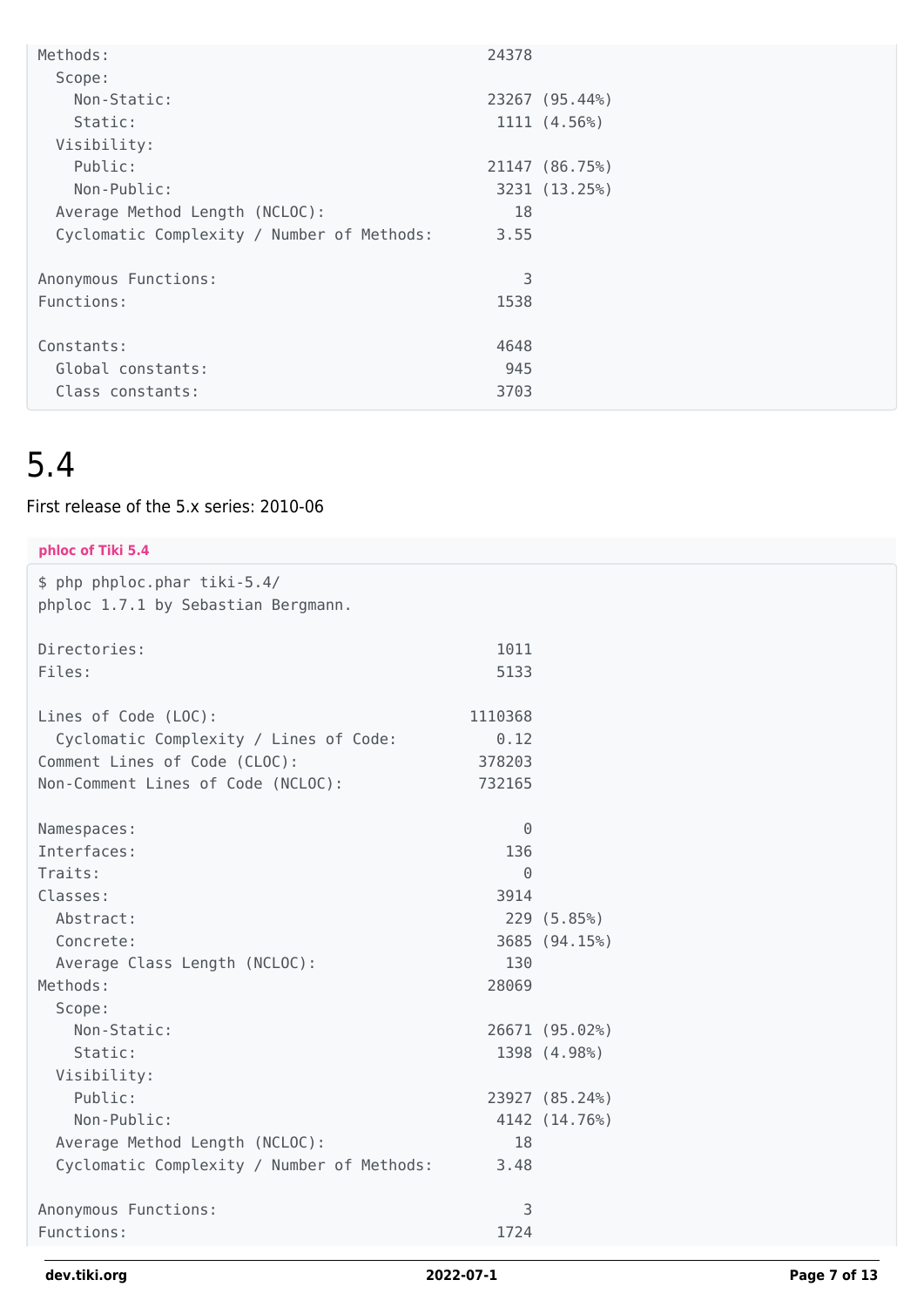```
Methods:                                          24378
  Scope:
    Non-Static:                                   23267 (95.44%)
    Static:                                        1111 (4.56%)
  Visibility:
    Public:                                       21147 (86.75%)
    Non-Public:                                    3231 (13.25%)
  Average Method Length (NCLOC):                     18
  Cyclomatic Complexity / Number of Methods:       3.55

Anonymous Functions:                                  3
Functions:                                         1538

Constants:                                         4648
  Global constants:                                 945
  Class constants:                                 3703
```

# 5.4

First release of the 5.x series: 2010-06

**phloc of Tiki 5.4**

```
$ php phploc.phar tiki-5.4/
phploc 1.7.1 by Sebastian Bergmann.

Directories:                                       1011
Files:                                             5133

Lines of Code (LOC):                            1110368
  Cyclomatic Complexity / Lines of Code:           0.12
Comment Lines of Code (CLOC):                    378203
Non-Comment Lines of Code (NCLOC):               732165

Namespaces:                                           0
Interfaces:                                         136
Traits:                                               0
Classes:                                           3914
  Abstract:                                         229 (5.85%)
  Concrete:                                        3685 (94.15%)
  Average Class Length (NCLOC):                     130
Methods:                                          28069
  Scope:
    Non-Static:                                   26671 (95.02%)
    Static:                                        1398 (4.98%)
  Visibility:
    Public:                                       23927 (85.24%)
    Non-Public:                                    4142 (14.76%)
  Average Method Length (NCLOC):                     18
  Cyclomatic Complexity / Number of Methods:       3.48

Anonymous Functions:                                  3
Functions:                                         1724
```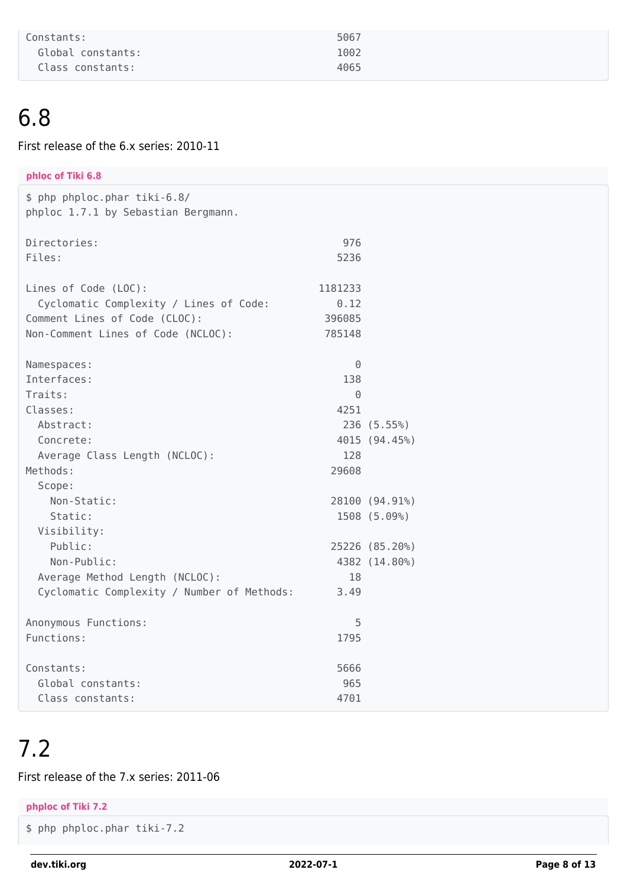```
Constants:                                    5067
  Global constants:                           1002
  Class constants:                            4065
```

# 6.8

First release of the 6.x series: 2010-11

**phloc of Tiki 6.8**

```
$ php phploc.phar tiki-6.8/
phploc 1.7.1 by Sebastian Bergmann.

Directories:                                   976
Files:                                        5236

Lines of Code (LOC):                       1181233
  Cyclomatic Complexity / Lines of Code:      0.12
Comment Lines of Code (CLOC):               396085
Non-Comment Lines of Code (NCLOC):          785148

Namespaces:                                      0
Interfaces:                                    138
Traits:                                          0
Classes:                                      4251
  Abstract:                                    236 (5.55%)
  Concrete:                                   4015 (94.45%)
  Average Class Length (NCLOC):                128
Methods:                                     29608
  Scope:
    Non-Static:                              28100 (94.91%)
    Static:                                   1508 (5.09%)
  Visibility:
    Public:                                  25226 (85.20%)
    Non-Public:                               4382 (14.80%)
  Average Method Length (NCLOC):                18
  Cyclomatic Complexity / Number of Methods:  3.49

Anonymous Functions:                             5
Functions:                                    1795

Constants:                                    5666
  Global constants:                            965
  Class constants:                            4701
```

# 7.2

First release of the 7.x series: 2011-06

**phploc of Tiki 7.2**

```
$ php phploc.phar tiki-7.2
```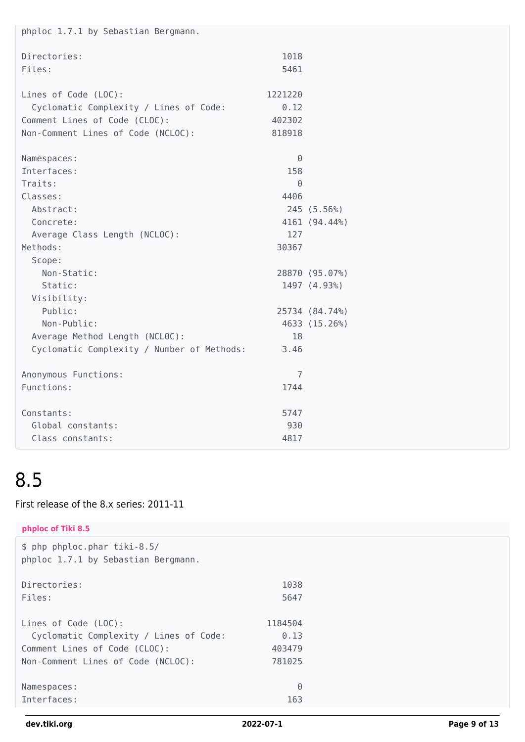```
phploc 1.7.1 by Sebastian Bergmann.

Directories:                                      1018
Files:                                            5461

Lines of Code (LOC):                           1221220
  Cyclomatic Complexity / Lines of Code:          0.12
Comment Lines of Code (CLOC):                   402302
Non-Comment Lines of Code (NCLOC):              818918

Namespaces:                                          0
Interfaces:                                        158
Traits:                                              0
Classes:                                          4406
  Abstract:                                        245 (5.56%)
  Concrete:                                       4161 (94.44%)
  Average Class Length (NCLOC):                    127
Methods:                                         30367
  Scope:
    Non-Static:                                  28870 (95.07%)
    Static:                                       1497 (4.93%)
  Visibility:
    Public:                                      25734 (84.74%)
    Non-Public:                                   4633 (15.26%)
  Average Method Length (NCLOC):                    18
  Cyclomatic Complexity / Number of Methods:      3.46

Anonymous Functions:                                 7
Functions:                                        1744

Constants:                                        5747
  Global constants:                                930
  Class constants:                                4817
```

# 8.5

First release of the 8.x series: 2011-11

**phploc of Tiki 8.5**

```
$ php phploc.phar tiki-8.5/
phploc 1.7.1 by Sebastian Bergmann.

Directories:                                      1038
Files:                                            5647

Lines of Code (LOC):                           1184504
  Cyclomatic Complexity / Lines of Code:          0.13
Comment Lines of Code (CLOC):                   403479
Non-Comment Lines of Code (NCLOC):              781025

Namespaces:                                          0
Interfaces:                                        163
```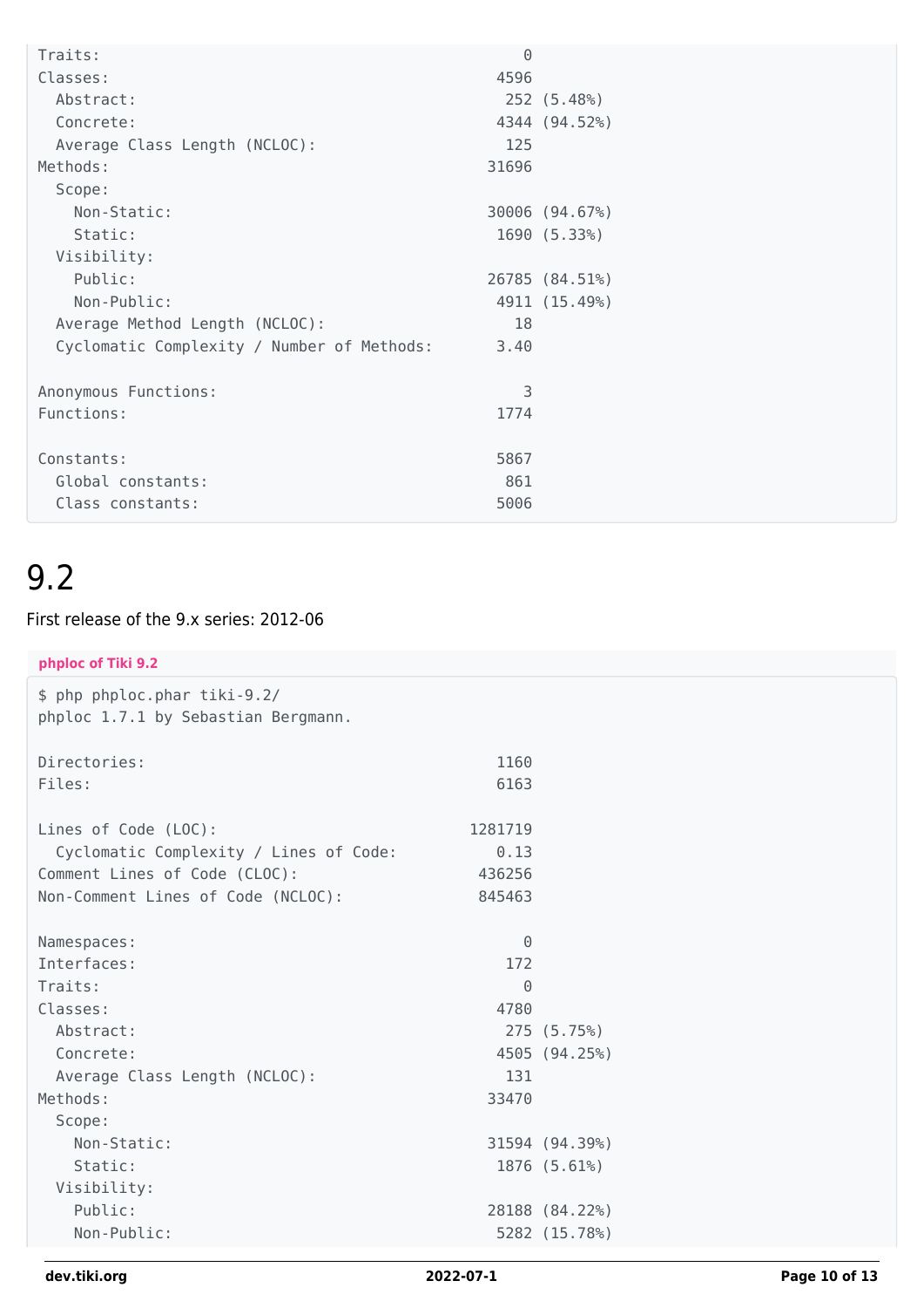```
Traits:                                          0
Classes:                                      4596
  Abstract:                                    252 (5.48%)
  Concrete:                                   4344 (94.52%)
  Average Class Length (NCLOC):                125
Methods:                                     31696
  Scope:
    Non-Static:                              30006 (94.67%)
    Static:                                   1690 (5.33%)
  Visibility:
    Public:                                  26785 (84.51%)
    Non-Public:                               4911 (15.49%)
  Average Method Length (NCLOC):                18
  Cyclomatic Complexity / Number of Methods:  3.40

Anonymous Functions:                             3
Functions:                                    1774

Constants:                                    5867
  Global constants:                            861
  Class constants:                            5006
```

# 9.2

First release of the 9.x series: 2012-06

**phploc of Tiki 9.2**

```
$ php phploc.phar tiki-9.2/
phploc 1.7.1 by Sebastian Bergmann.

Directories:                                  1160
Files:                                        6163

Lines of Code (LOC):                       1281719
  Cyclomatic Complexity / Lines of Code:      0.13
Comment Lines of Code (CLOC):               436256
Non-Comment Lines of Code (NCLOC):          845463

Namespaces:                                      0
Interfaces:                                    172
Traits:                                          0
Classes:                                      4780
  Abstract:                                    275 (5.75%)
  Concrete:                                   4505 (94.25%)
  Average Class Length (NCLOC):                131
Methods:                                     33470
  Scope:
    Non-Static:                              31594 (94.39%)
    Static:                                   1876 (5.61%)
  Visibility:
    Public:                                  28188 (84.22%)
    Non-Public:                               5282 (15.78%)
```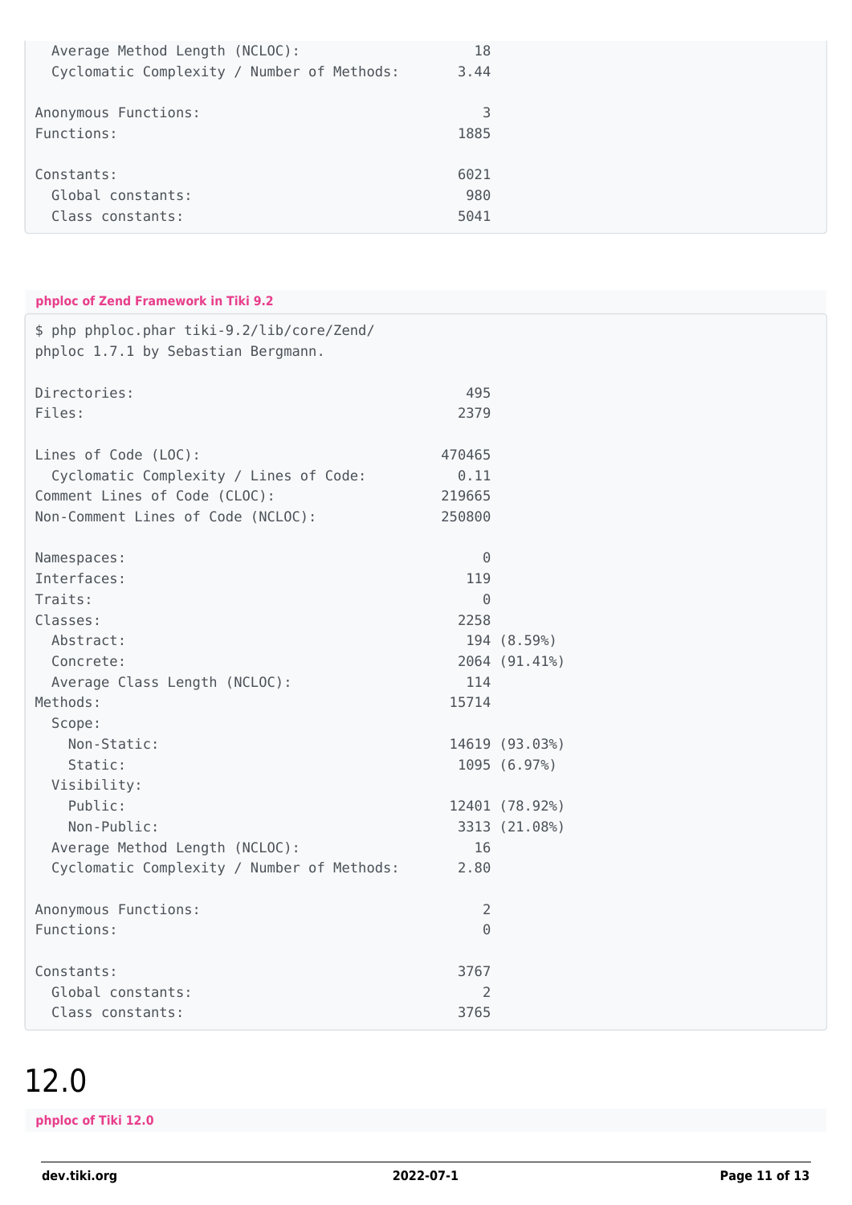```
  Average Method Length (NCLOC):                18
  Cyclomatic Complexity / Number of Methods:  3.44

Anonymous Functions:                             3
Functions:                                    1885

Constants:                                    6021
  Global constants:                            980
  Class constants:                            5041
```

**phploc of Zend Framework in Tiki 9.2**

```
$ php phploc.phar tiki-9.2/lib/core/Zend/
phploc 1.7.1 by Sebastian Bergmann.

Directories:                                   495
Files:                                        2379

Lines of Code (LOC):                        470465
  Cyclomatic Complexity / Lines of Code:      0.11
Comment Lines of Code (CLOC):               219665
Non-Comment Lines of Code (NCLOC):          250800

Namespaces:                                      0
Interfaces:                                    119
Traits:                                          0
Classes:                                      2258
  Abstract:                                    194 (8.59%)
  Concrete:                                   2064 (91.41%)
  Average Class Length (NCLOC):                114
Methods:                                     15714
  Scope:
    Non-Static:                              14619 (93.03%)
    Static:                                   1095 (6.97%)
  Visibility:
    Public:                                  12401 (78.92%)
    Non-Public:                               3313 (21.08%)
  Average Method Length (NCLOC):                16
  Cyclomatic Complexity / Number of Methods:  2.80

Anonymous Functions:                             2
Functions:                                       0

Constants:                                    3767
  Global constants:                              2
  Class constants:                            3765
```

# 12.0

**phploc of Tiki 12.0**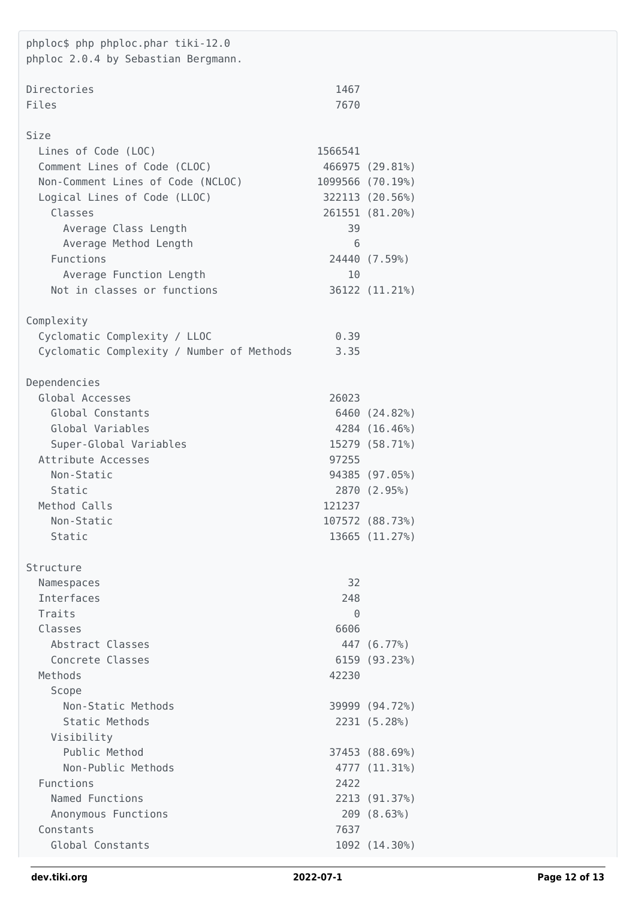```
phploc$ php phploc.phar tiki-12.0
phploc 2.0.4 by Sebastian Bergmann.

Directories                                   1467
Files                                         7670

Size
  Lines of Code (LOC)                      1566541
  Comment Lines of Code (CLOC)              466975 (29.81%)
  Non-Comment Lines of Code (NCLOC)        1099566 (70.19%)
  Logical Lines of Code (LLOC)              322113 (20.56%)
    Classes                                 261551 (81.20%)
      Average Class Length                      39
      Average Method Length                      6
    Functions                                24440 (7.59%)
      Average Function Length                   10
    Not in classes or functions              36122 (11.21%)

Complexity
  Cyclomatic Complexity / LLOC                0.39
  Cyclomatic Complexity / Number of Methods   3.35

Dependencies
  Global Accesses                            26023
    Global Constants                          6460 (24.82%)
    Global Variables                          4284 (16.46%)
    Super-Global Variables                   15279 (58.71%)
  Attribute Accesses                         97255
    Non-Static                               94385 (97.05%)
    Static                                    2870 (2.95%)
  Method Calls                              121237
    Non-Static                              107572 (88.73%)
    Static                                   13665 (11.27%)

Structure
  Namespaces                                    32
  Interfaces                                   248
  Traits                                         0
  Classes                                     6606
    Abstract Classes                           447 (6.77%)
    Concrete Classes                          6159 (93.23%)
  Methods                                    42230
    Scope
      Non-Static Methods                     39999 (94.72%)
      Static Methods                          2231 (5.28%)
    Visibility
      Public Method                          37453 (88.69%)
      Non-Public Methods                      4777 (11.31%)
  Functions                                   2422
    Named Functions                           2213 (91.37%)
    Anonymous Functions                        209 (8.63%)
  Constants                                   7637
    Global Constants                          1092 (14.30%)
```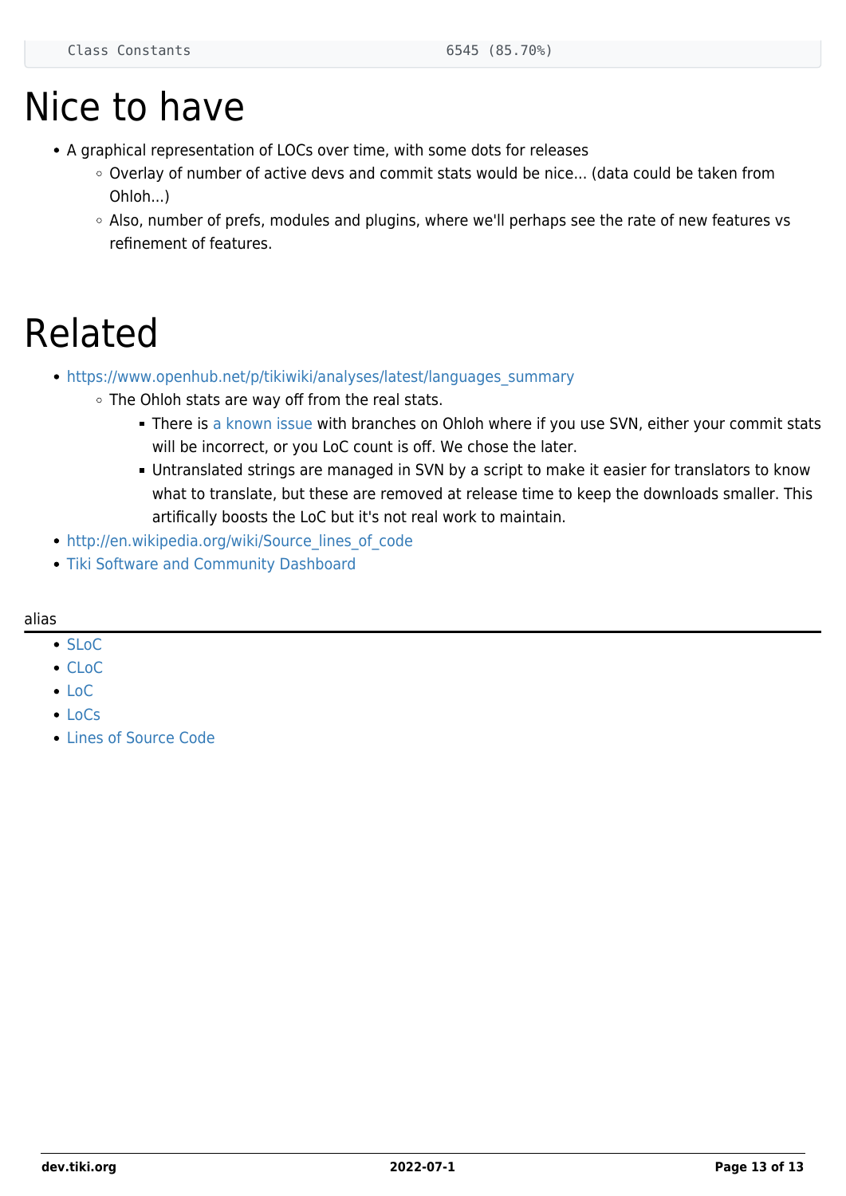```
Class Constants                                    6545 (85.70%)
```

# Nice to have

- A graphical representation of LOCs over time, with some dots for releases
  - Overlay of number of active devs and commit stats would be nice... (data could be taken from Ohloh...)
  - Also, number of prefs, modules and plugins, where we'll perhaps see the rate of new features vs refinement of features.

# Related

- https://www.openhub.net/p/tikiwiki/analyses/latest/languages_summary
  - The Ohloh stats are way off from the real stats.
    - There is a known issue with branches on Ohloh where if you use SVN, either your commit stats will be incorrect, or you LoC count is off. We chose the later.
    - Untranslated strings are managed in SVN by a script to make it easier for translators to know what to translate, but these are removed at release time to keep the downloads smaller. This artifically boosts the LoC but it's not real work to maintain.
- http://en.wikipedia.org/wiki/Source_lines_of_code
- Tiki Software and Community Dashboard

alias

- SLoC
- CLoC
- LoC
- LoCs
- Lines of Source Code